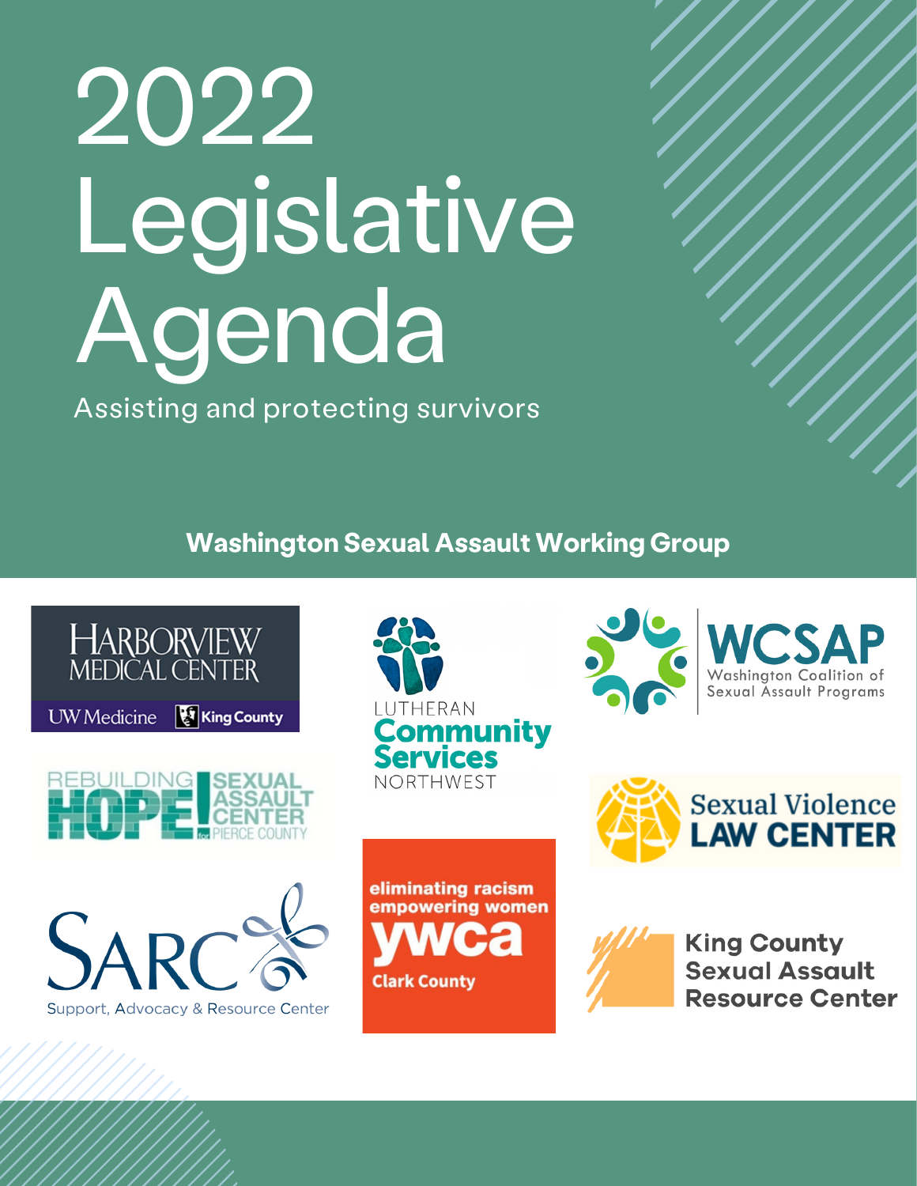# 2022 Legislative Agenda

Assisting and protecting survivors

**Washington Sexual Assault Working Group**

HARBORVIEW MEDICAL CENTER
UW Medicine | King County

LUTHERAN Community Services NORTHWEST

WCSAP
Washington Coalition of Sexual Assault Programs

REBUILDING HOPE! SEXUAL ASSAULT CENTER for PIERCE COUNTY

Sexual Violence LAW CENTER

SARC
Support, Advocacy & Resource Center

eliminating racism
empowering women
ywca
Clark County

King County Sexual Assault Resource Center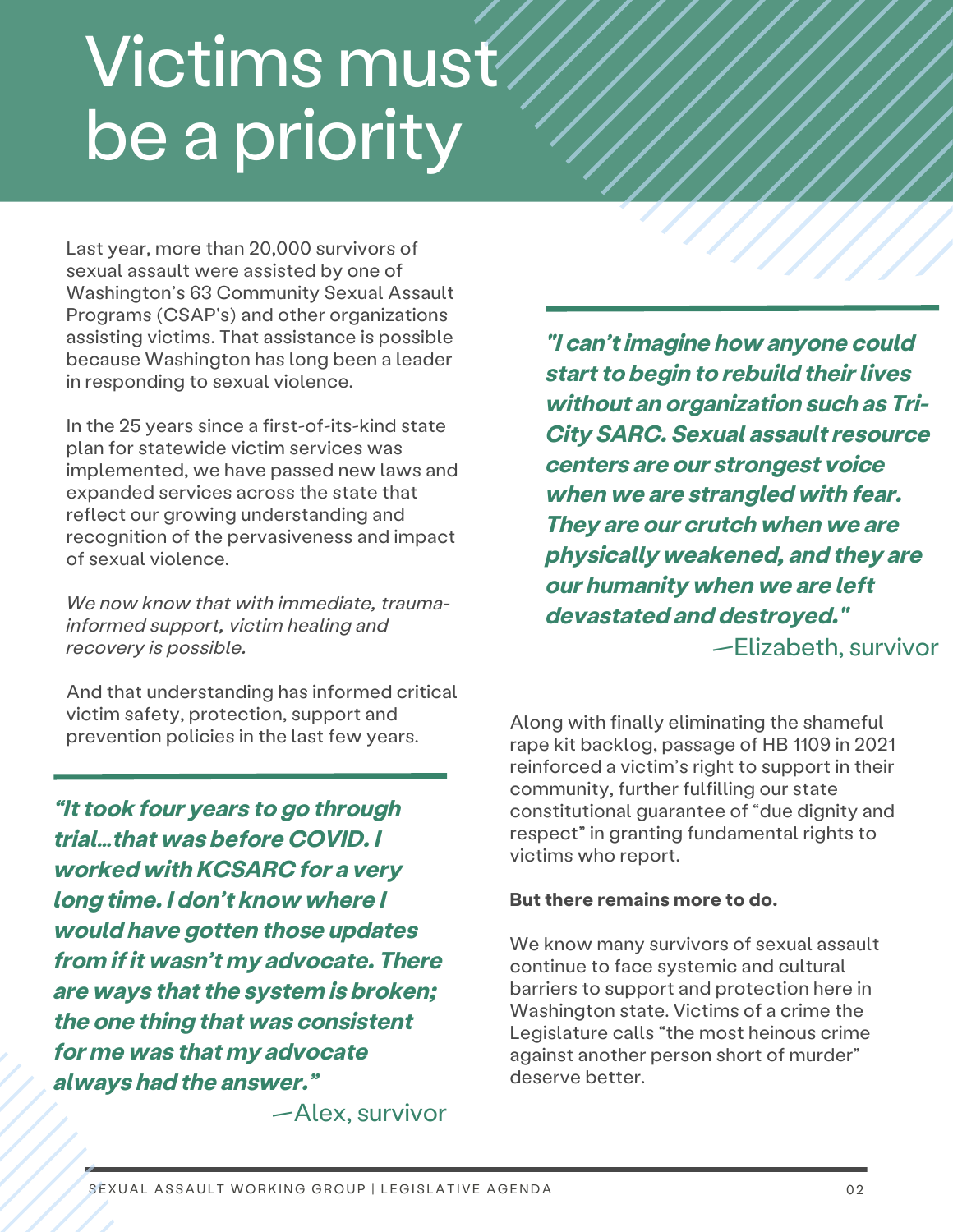# Victims must be a priority

Last year, more than 20,000 survivors of sexual assault were assisted by one of Washington's 63 Community Sexual Assault Programs (CSAP's) and other organizations assisting victims. That assistance is possible because Washington has long been a leader in responding to sexual violence.

In the 25 years since a first-of-its-kind state plan for statewide victim services was implemented, we have passed new laws and expanded services across the state that reflect our growing understanding and recognition of the pervasiveness and impact of sexual violence.

*We now know that with immediate, trauma-informed support, victim healing and recovery is possible.*

And that understanding has informed critical victim safety, protection, support and prevention policies in the last few years.

> ***"It took four years to go through trial…that was before COVID. I worked with KCSARC for a very long time. I don't know where I would have gotten those updates from if it wasn't my advocate. There are ways that the system is broken; the one thing that was consistent for me was that my advocate always had the answer."***
>
> —Alex, survivor

> ***"I can't imagine how anyone could start to begin to rebuild their lives without an organization such as Tri-City SARC. Sexual assault resource centers are our strongest voice when we are strangled with fear. They are our crutch when we are physically weakened, and they are our humanity when we are left devastated and destroyed."***
>
> —Elizabeth, survivor

Along with finally eliminating the shameful rape kit backlog, passage of HB 1109 in 2021 reinforced a victim's right to support in their community, further fulfilling our state constitutional guarantee of "due dignity and respect" in granting fundamental rights to victims who report.

**But there remains more to do.**

We know many survivors of sexual assault continue to face systemic and cultural barriers to support and protection here in Washington state. Victims of a crime the Legislature calls "the most heinous crime against another person short of murder" deserve better.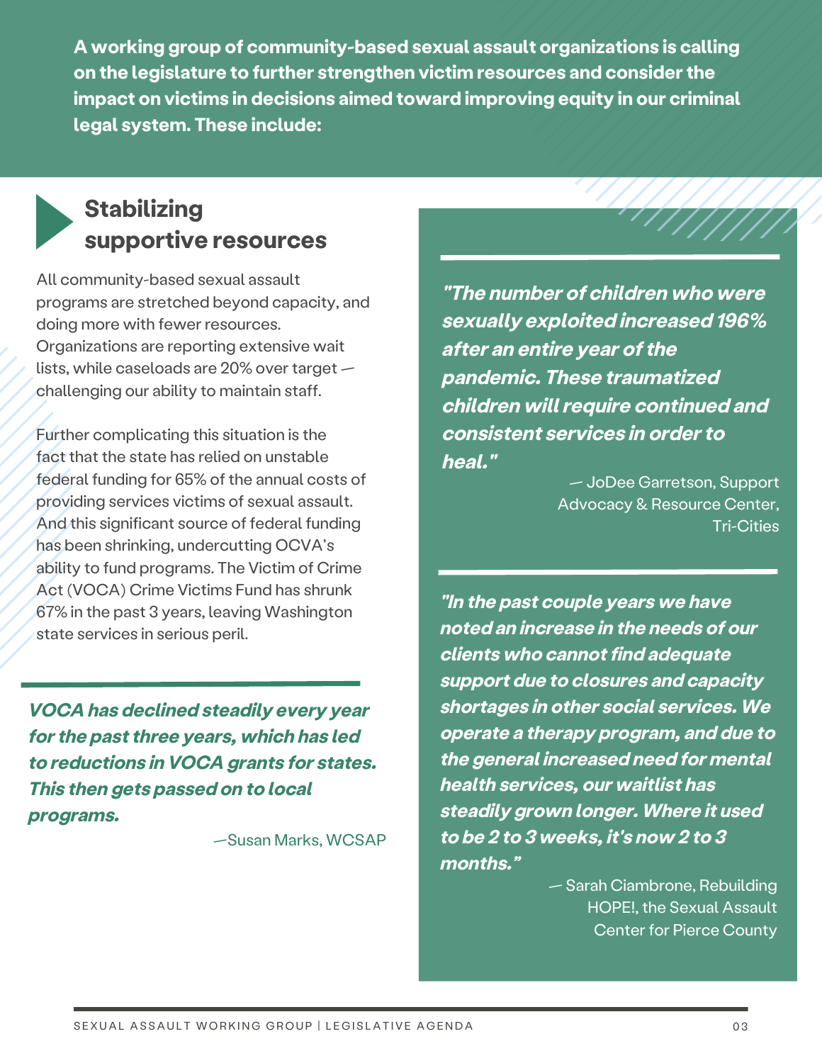**A working group of community-based sexual assault organizations is calling on the legislature to further strengthen victim resources and consider the impact on victims in decisions aimed toward improving equity in our criminal legal system. These include:**

## Stabilizing supportive resources

All community-based sexual assault programs are stretched beyond capacity, and doing more with fewer resources. Organizations are reporting extensive wait lists, while caseloads are 20% over target — challenging our ability to maintain staff.

Further complicating this situation is the fact that the state has relied on unstable federal funding for 65% of the annual costs of providing services victims of sexual assault. And this significant source of federal funding has been shrinking, undercutting OCVA's ability to fund programs. The Victim of Crime Act (VOCA) Crime Victims Fund has shrunk 67% in the past 3 years, leaving Washington state services in serious peril.

***VOCA has declined steadily every year for the past three years, which has led to reductions in VOCA grants for states. This then gets passed on to local programs.***

—Susan Marks, WCSAP

***"The number of children who were sexually exploited increased 196% after an entire year of the pandemic. These traumatized children will require continued and consistent services in order to heal."***

— JoDee Garretson, Support Advocacy & Resource Center, Tri-Cities

***"In the past couple years we have noted an increase in the needs of our clients who cannot find adequate support due to closures and capacity shortages in other social services. We operate a therapy program, and due to the general increased need for mental health services, our waitlist has steadily grown longer. Where it used to be 2 to 3 weeks, it's now 2 to 3 months."***

— Sarah Ciambrone, Rebuilding HOPE!, the Sexual Assault Center for Pierce County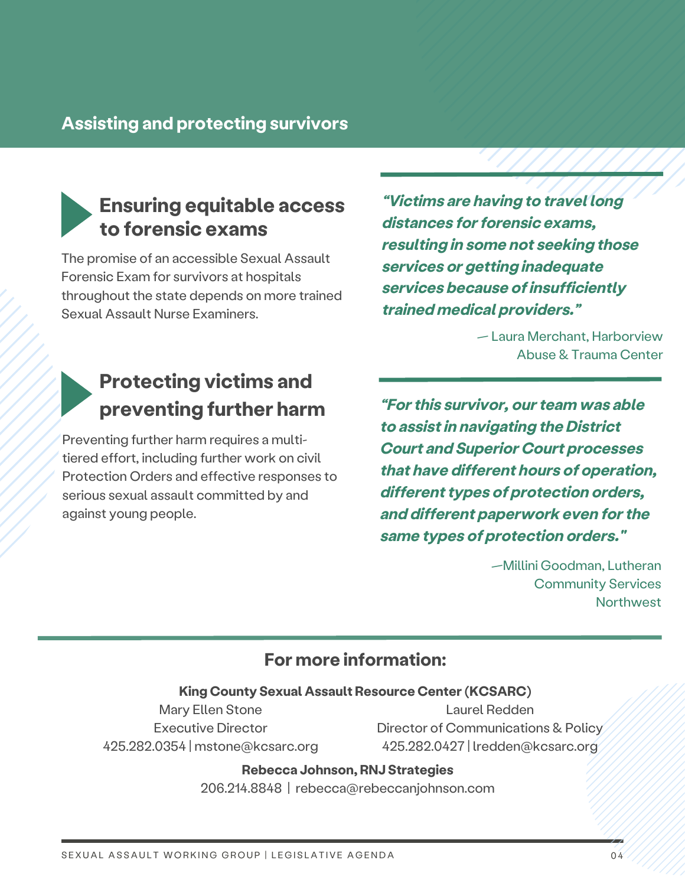## Assisting and protecting survivors

### Ensuring equitable access to forensic exams

The promise of an accessible Sexual Assault Forensic Exam for survivors at hospitals throughout the state depends on more trained Sexual Assault Nurse Examiners.

***"Victims are having to travel long distances for forensic exams, resulting in some not seeking those services or getting inadequate services because of insufficiently trained medical providers."***

— Laura Merchant, Harborview Abuse & Trauma Center

### Protecting victims and preventing further harm

Preventing further harm requires a multi-tiered effort, including further work on civil Protection Orders and effective responses to serious sexual assault committed by and against young people.

***"For this survivor, our team was able to assist in navigating the District Court and Superior Court processes that have different hours of operation, different types of protection orders, and different paperwork even for the same types of protection orders."***

—Millini Goodman, Lutheran Community Services Northwest

## For more information:

**King County Sexual Assault Resource Center (KCSARC)**

Mary Ellen Stone
Executive Director
425.282.0354 | mstone@kcsarc.org

Laurel Redden
Director of Communications & Policy
425.282.0427 | lredden@kcsarc.org

**Rebecca Johnson, RNJ Strategies**
206.214.8848 | rebecca@rebeccanjohnson.com